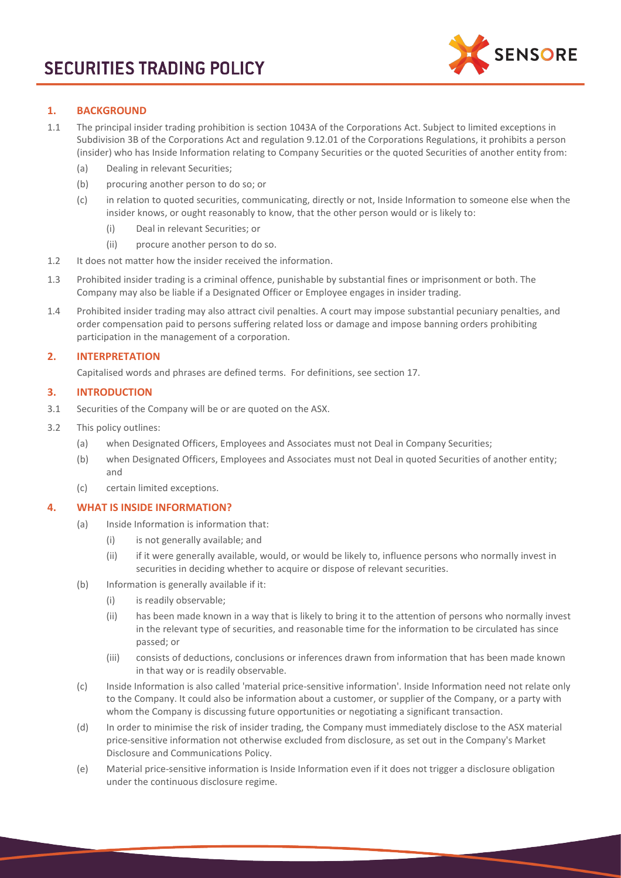# SECURITIES TRADING POLICY

## 1. BACKGROUND

1.1 The principal insider trading prohibition is section 1043A of the Corporations Act. Subject to limited exceptions in Subdivision 3B of the Corporations Act and regulation 9.12.01 of the Corporations Regulations, it prohibits a person (insider) who has Inside Information relating to Company Securities or the quoted Securities of another entity from:

- (a) Dealing in relevant Securities;
- (b) procuring another person to do so; or
- (c) in relation to quoted securities, communicating, directly or not, Inside Information to someone else when the insider knows, or ought reasonably to know, that the other person would or is likely to:
  - (i) Deal in relevant Securities; or
  - (ii) procure another person to do so.

1.2 It does not matter how the insider received the information.

1.3 Prohibited insider trading is a criminal offence, punishable by substantial fines or imprisonment or both. The Company may also be liable if a Designated Officer or Employee engages in insider trading.

1.4 Prohibited insider trading may also attract civil penalties. A court may impose substantial pecuniary penalties, and order compensation paid to persons suffering related loss or damage and impose banning orders prohibiting participation in the management of a corporation.

## 2. INTERPRETATION

Capitalised words and phrases are defined terms. For definitions, see section 17.

## 3. INTRODUCTION

3.1 Securities of the Company will be or are quoted on the ASX.

3.2 This policy outlines:

- (a) when Designated Officers, Employees and Associates must not Deal in Company Securities;
- (b) when Designated Officers, Employees and Associates must not Deal in quoted Securities of another entity; and
- (c) certain limited exceptions.

## 4. WHAT IS INSIDE INFORMATION?

- (a) Inside Information is information that:
  - (i) is not generally available; and
  - (ii) if it were generally available, would, or would be likely to, influence persons who normally invest in securities in deciding whether to acquire or dispose of relevant securities.
- (b) Information is generally available if it:
  - (i) is readily observable;
  - (ii) has been made known in a way that is likely to bring it to the attention of persons who normally invest in the relevant type of securities, and reasonable time for the information to be circulated has since passed; or
  - (iii) consists of deductions, conclusions or inferences drawn from information that has been made known in that way or is readily observable.
- (c) Inside Information is also called 'material price-sensitive information'. Inside Information need not relate only to the Company. It could also be information about a customer, or supplier of the Company, or a party with whom the Company is discussing future opportunities or negotiating a significant transaction.
- (d) In order to minimise the risk of insider trading, the Company must immediately disclose to the ASX material price-sensitive information not otherwise excluded from disclosure, as set out in the Company's Market Disclosure and Communications Policy.
- (e) Material price-sensitive information is Inside Information even if it does not trigger a disclosure obligation under the continuous disclosure regime.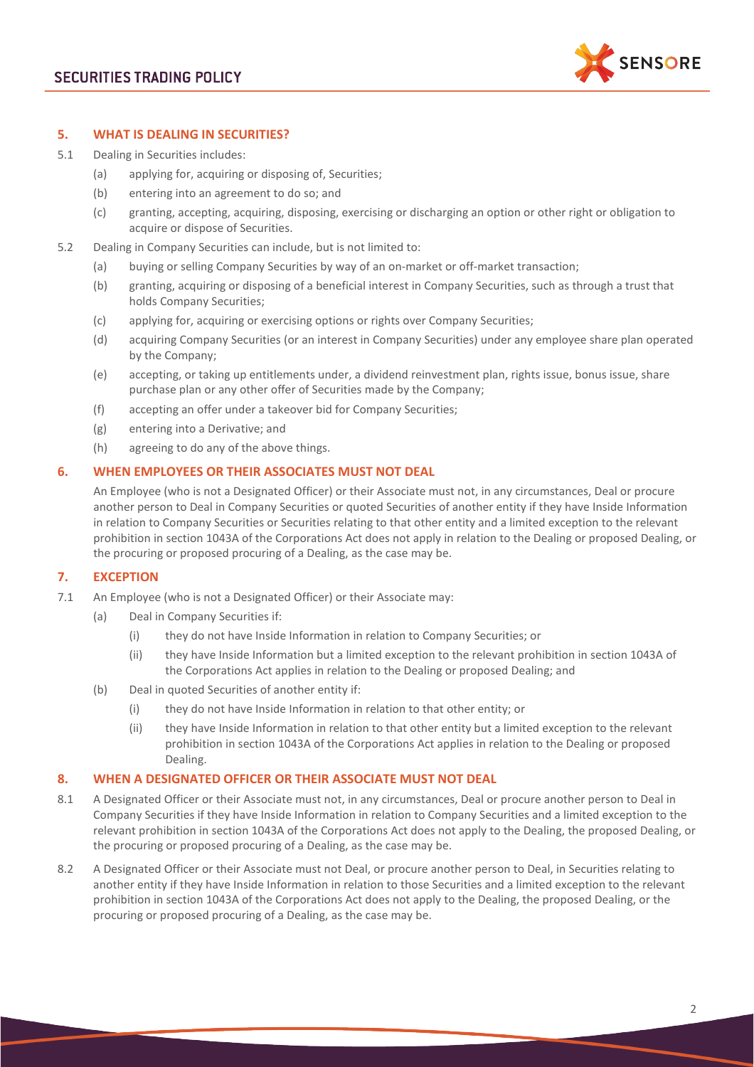## 5. WHAT IS DEALING IN SECURITIES?

5.1 Dealing in Securities includes:

- (a) applying for, acquiring or disposing of, Securities;
- (b) entering into an agreement to do so; and
- (c) granting, accepting, acquiring, disposing, exercising or discharging an option or other right or obligation to acquire or dispose of Securities.

5.2 Dealing in Company Securities can include, but is not limited to:

- (a) buying or selling Company Securities by way of an on-market or off-market transaction;
- (b) granting, acquiring or disposing of a beneficial interest in Company Securities, such as through a trust that holds Company Securities;
- (c) applying for, acquiring or exercising options or rights over Company Securities;
- (d) acquiring Company Securities (or an interest in Company Securities) under any employee share plan operated by the Company;
- (e) accepting, or taking up entitlements under, a dividend reinvestment plan, rights issue, bonus issue, share purchase plan or any other offer of Securities made by the Company;
- (f) accepting an offer under a takeover bid for Company Securities;
- (g) entering into a Derivative; and
- (h) agreeing to do any of the above things.

## 6. WHEN EMPLOYEES OR THEIR ASSOCIATES MUST NOT DEAL

An Employee (who is not a Designated Officer) or their Associate must not, in any circumstances, Deal or procure another person to Deal in Company Securities or quoted Securities of another entity if they have Inside Information in relation to Company Securities or Securities relating to that other entity and a limited exception to the relevant prohibition in section 1043A of the Corporations Act does not apply in relation to the Dealing or proposed Dealing, or the procuring or proposed procuring of a Dealing, as the case may be.

## 7. EXCEPTION

7.1 An Employee (who is not a Designated Officer) or their Associate may:

- (a) Deal in Company Securities if:
  - (i) they do not have Inside Information in relation to Company Securities; or
  - (ii) they have Inside Information but a limited exception to the relevant prohibition in section 1043A of the Corporations Act applies in relation to the Dealing or proposed Dealing; and
- (b) Deal in quoted Securities of another entity if:
  - (i) they do not have Inside Information in relation to that other entity; or
  - (ii) they have Inside Information in relation to that other entity but a limited exception to the relevant prohibition in section 1043A of the Corporations Act applies in relation to the Dealing or proposed Dealing.

## 8. WHEN A DESIGNATED OFFICER OR THEIR ASSOCIATE MUST NOT DEAL

8.1 A Designated Officer or their Associate must not, in any circumstances, Deal or procure another person to Deal in Company Securities if they have Inside Information in relation to Company Securities and a limited exception to the relevant prohibition in section 1043A of the Corporations Act does not apply to the Dealing, the proposed Dealing, or the procuring or proposed procuring of a Dealing, as the case may be.

8.2 A Designated Officer or their Associate must not Deal, or procure another person to Deal, in Securities relating to another entity if they have Inside Information in relation to those Securities and a limited exception to the relevant prohibition in section 1043A of the Corporations Act does not apply to the Dealing, the proposed Dealing, or the procuring or proposed procuring of a Dealing, as the case may be.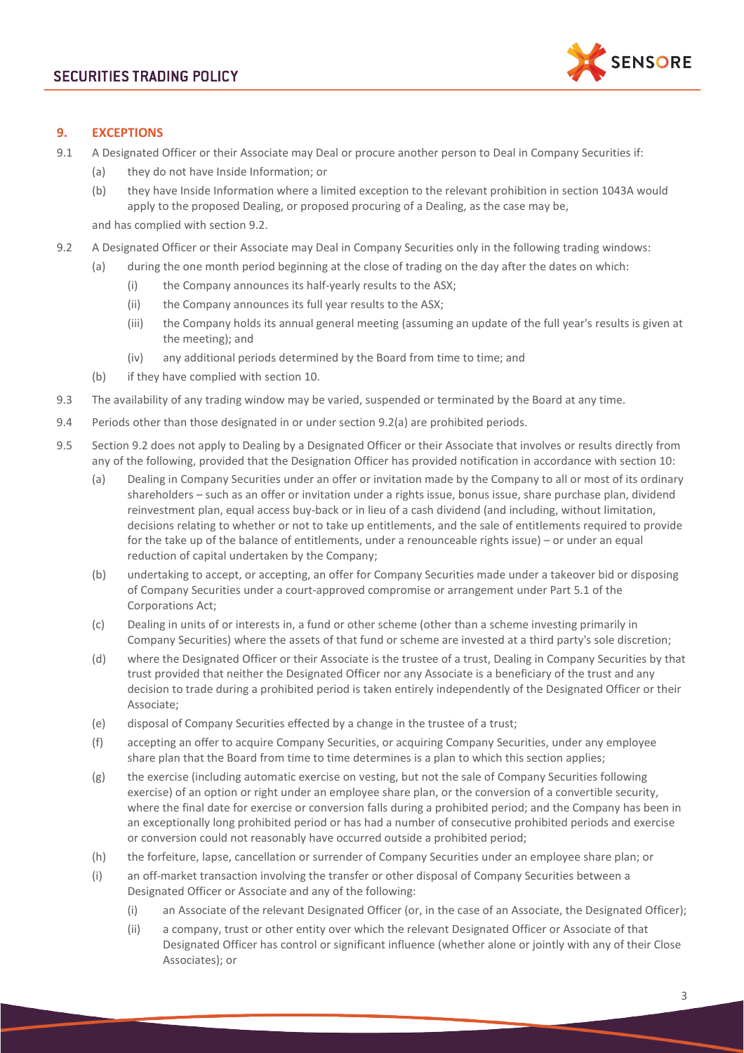## 9. EXCEPTIONS

9.1 A Designated Officer or their Associate may Deal or procure another person to Deal in Company Securities if:

- (a) they do not have Inside Information; or
- (b) they have Inside Information where a limited exception to the relevant prohibition in section 1043A would apply to the proposed Dealing, or proposed procuring of a Dealing, as the case may be,

and has complied with section 9.2.

9.2 A Designated Officer or their Associate may Deal in Company Securities only in the following trading windows:

- (a) during the one month period beginning at the close of trading on the day after the dates on which:
  - (i) the Company announces its half-yearly results to the ASX;
  - (ii) the Company announces its full year results to the ASX;
  - (iii) the Company holds its annual general meeting (assuming an update of the full year's results is given at the meeting); and
  - (iv) any additional periods determined by the Board from time to time; and
- (b) if they have complied with section 10.

9.3 The availability of any trading window may be varied, suspended or terminated by the Board at any time.

9.4 Periods other than those designated in or under section 9.2(a) are prohibited periods.

9.5 Section 9.2 does not apply to Dealing by a Designated Officer or their Associate that involves or results directly from any of the following, provided that the Designation Officer has provided notification in accordance with section 10:

- (a) Dealing in Company Securities under an offer or invitation made by the Company to all or most of its ordinary shareholders – such as an offer or invitation under a rights issue, bonus issue, share purchase plan, dividend reinvestment plan, equal access buy-back or in lieu of a cash dividend (and including, without limitation, decisions relating to whether or not to take up entitlements, and the sale of entitlements required to provide for the take up of the balance of entitlements, under a renounceable rights issue) – or under an equal reduction of capital undertaken by the Company;
- (b) undertaking to accept, or accepting, an offer for Company Securities made under a takeover bid or disposing of Company Securities under a court-approved compromise or arrangement under Part 5.1 of the Corporations Act;
- (c) Dealing in units of or interests in, a fund or other scheme (other than a scheme investing primarily in Company Securities) where the assets of that fund or scheme are invested at a third party's sole discretion;
- (d) where the Designated Officer or their Associate is the trustee of a trust, Dealing in Company Securities by that trust provided that neither the Designated Officer nor any Associate is a beneficiary of the trust and any decision to trade during a prohibited period is taken entirely independently of the Designated Officer or their Associate;
- (e) disposal of Company Securities effected by a change in the trustee of a trust;
- (f) accepting an offer to acquire Company Securities, or acquiring Company Securities, under any employee share plan that the Board from time to time determines is a plan to which this section applies;
- (g) the exercise (including automatic exercise on vesting, but not the sale of Company Securities following exercise) of an option or right under an employee share plan, or the conversion of a convertible security, where the final date for exercise or conversion falls during a prohibited period; and the Company has been in an exceptionally long prohibited period or has had a number of consecutive prohibited periods and exercise or conversion could not reasonably have occurred outside a prohibited period;
- (h) the forfeiture, lapse, cancellation or surrender of Company Securities under an employee share plan; or
- (i) an off-market transaction involving the transfer or other disposal of Company Securities between a Designated Officer or Associate and any of the following:
  - (i) an Associate of the relevant Designated Officer (or, in the case of an Associate, the Designated Officer);
  - (ii) a company, trust or other entity over which the relevant Designated Officer or Associate of that Designated Officer has control or significant influence (whether alone or jointly with any of their Close Associates); or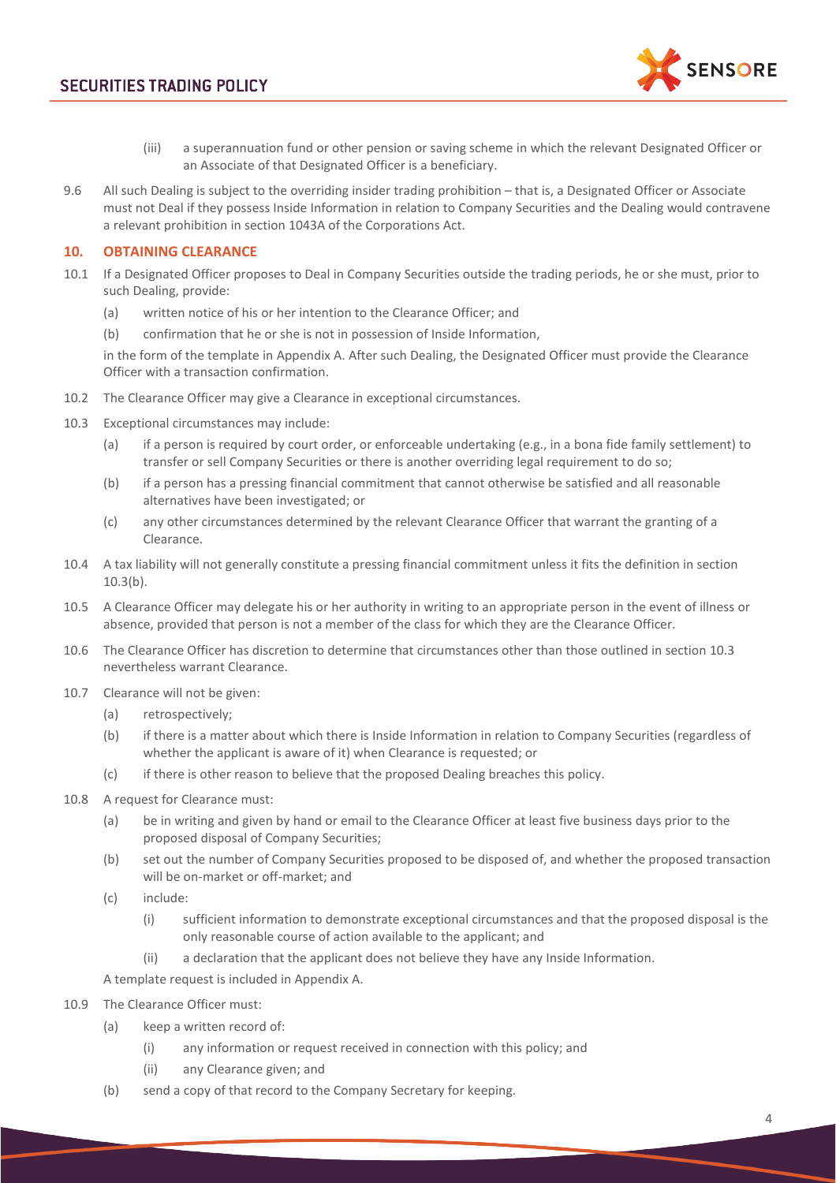(iii) a superannuation fund or other pension or saving scheme in which the relevant Designated Officer or an Associate of that Designated Officer is a beneficiary.

9.6 All such Dealing is subject to the overriding insider trading prohibition – that is, a Designated Officer or Associate must not Deal if they possess Inside Information in relation to Company Securities and the Dealing would contravene a relevant prohibition in section 1043A of the Corporations Act.

## 10. OBTAINING CLEARANCE

10.1 If a Designated Officer proposes to Deal in Company Securities outside the trading periods, he or she must, prior to such Dealing, provide:

(a) written notice of his or her intention to the Clearance Officer; and

(b) confirmation that he or she is not in possession of Inside Information,

in the form of the template in Appendix A. After such Dealing, the Designated Officer must provide the Clearance Officer with a transaction confirmation.

10.2 The Clearance Officer may give a Clearance in exceptional circumstances.

10.3 Exceptional circumstances may include:

(a) if a person is required by court order, or enforceable undertaking (e.g., in a bona fide family settlement) to transfer or sell Company Securities or there is another overriding legal requirement to do so;

(b) if a person has a pressing financial commitment that cannot otherwise be satisfied and all reasonable alternatives have been investigated; or

(c) any other circumstances determined by the relevant Clearance Officer that warrant the granting of a Clearance.

10.4 A tax liability will not generally constitute a pressing financial commitment unless it fits the definition in section 10.3(b).

10.5 A Clearance Officer may delegate his or her authority in writing to an appropriate person in the event of illness or absence, provided that person is not a member of the class for which they are the Clearance Officer.

10.6 The Clearance Officer has discretion to determine that circumstances other than those outlined in section 10.3 nevertheless warrant Clearance.

10.7 Clearance will not be given:

(a) retrospectively;

(b) if there is a matter about which there is Inside Information in relation to Company Securities (regardless of whether the applicant is aware of it) when Clearance is requested; or

(c) if there is other reason to believe that the proposed Dealing breaches this policy.

10.8 A request for Clearance must:

(a) be in writing and given by hand or email to the Clearance Officer at least five business days prior to the proposed disposal of Company Securities;

(b) set out the number of Company Securities proposed to be disposed of, and whether the proposed transaction will be on-market or off-market; and

(c) include:

(i) sufficient information to demonstrate exceptional circumstances and that the proposed disposal is the only reasonable course of action available to the applicant; and

(ii) a declaration that the applicant does not believe they have any Inside Information.

A template request is included in Appendix A.

10.9 The Clearance Officer must:

(a) keep a written record of:

(i) any information or request received in connection with this policy; and

(ii) any Clearance given; and

(b) send a copy of that record to the Company Secretary for keeping.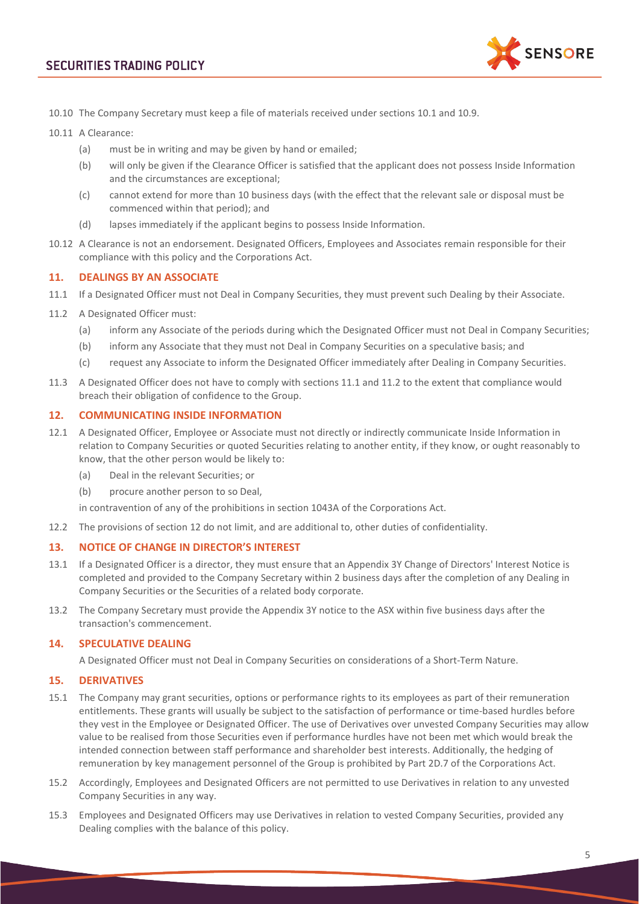10.10 The Company Secretary must keep a file of materials received under sections 10.1 and 10.9.

10.11 A Clearance:

(a) must be in writing and may be given by hand or emailed;

(b) will only be given if the Clearance Officer is satisfied that the applicant does not possess Inside Information and the circumstances are exceptional;

(c) cannot extend for more than 10 business days (with the effect that the relevant sale or disposal must be commenced within that period); and

(d) lapses immediately if the applicant begins to possess Inside Information.

10.12 A Clearance is not an endorsement. Designated Officers, Employees and Associates remain responsible for their compliance with this policy and the Corporations Act.

## 11. DEALINGS BY AN ASSOCIATE

11.1 If a Designated Officer must not Deal in Company Securities, they must prevent such Dealing by their Associate.

11.2 A Designated Officer must:

(a) inform any Associate of the periods during which the Designated Officer must not Deal in Company Securities;

(b) inform any Associate that they must not Deal in Company Securities on a speculative basis; and

(c) request any Associate to inform the Designated Officer immediately after Dealing in Company Securities.

11.3 A Designated Officer does not have to comply with sections 11.1 and 11.2 to the extent that compliance would breach their obligation of confidence to the Group.

## 12. COMMUNICATING INSIDE INFORMATION

12.1 A Designated Officer, Employee or Associate must not directly or indirectly communicate Inside Information in relation to Company Securities or quoted Securities relating to another entity, if they know, or ought reasonably to know, that the other person would be likely to:

(a) Deal in the relevant Securities; or

(b) procure another person to so Deal,

in contravention of any of the prohibitions in section 1043A of the Corporations Act.

12.2 The provisions of section 12 do not limit, and are additional to, other duties of confidentiality.

## 13. NOTICE OF CHANGE IN DIRECTOR'S INTEREST

13.1 If a Designated Officer is a director, they must ensure that an Appendix 3Y Change of Directors' Interest Notice is completed and provided to the Company Secretary within 2 business days after the completion of any Dealing in Company Securities or the Securities of a related body corporate.

13.2 The Company Secretary must provide the Appendix 3Y notice to the ASX within five business days after the transaction's commencement.

## 14. SPECULATIVE DEALING

A Designated Officer must not Deal in Company Securities on considerations of a Short-Term Nature.

## 15. DERIVATIVES

15.1 The Company may grant securities, options or performance rights to its employees as part of their remuneration entitlements. These grants will usually be subject to the satisfaction of performance or time-based hurdles before they vest in the Employee or Designated Officer. The use of Derivatives over unvested Company Securities may allow value to be realised from those Securities even if performance hurdles have not been met which would break the intended connection between staff performance and shareholder best interests. Additionally, the hedging of remuneration by key management personnel of the Group is prohibited by Part 2D.7 of the Corporations Act.

15.2 Accordingly, Employees and Designated Officers are not permitted to use Derivatives in relation to any unvested Company Securities in any way.

15.3 Employees and Designated Officers may use Derivatives in relation to vested Company Securities, provided any Dealing complies with the balance of this policy.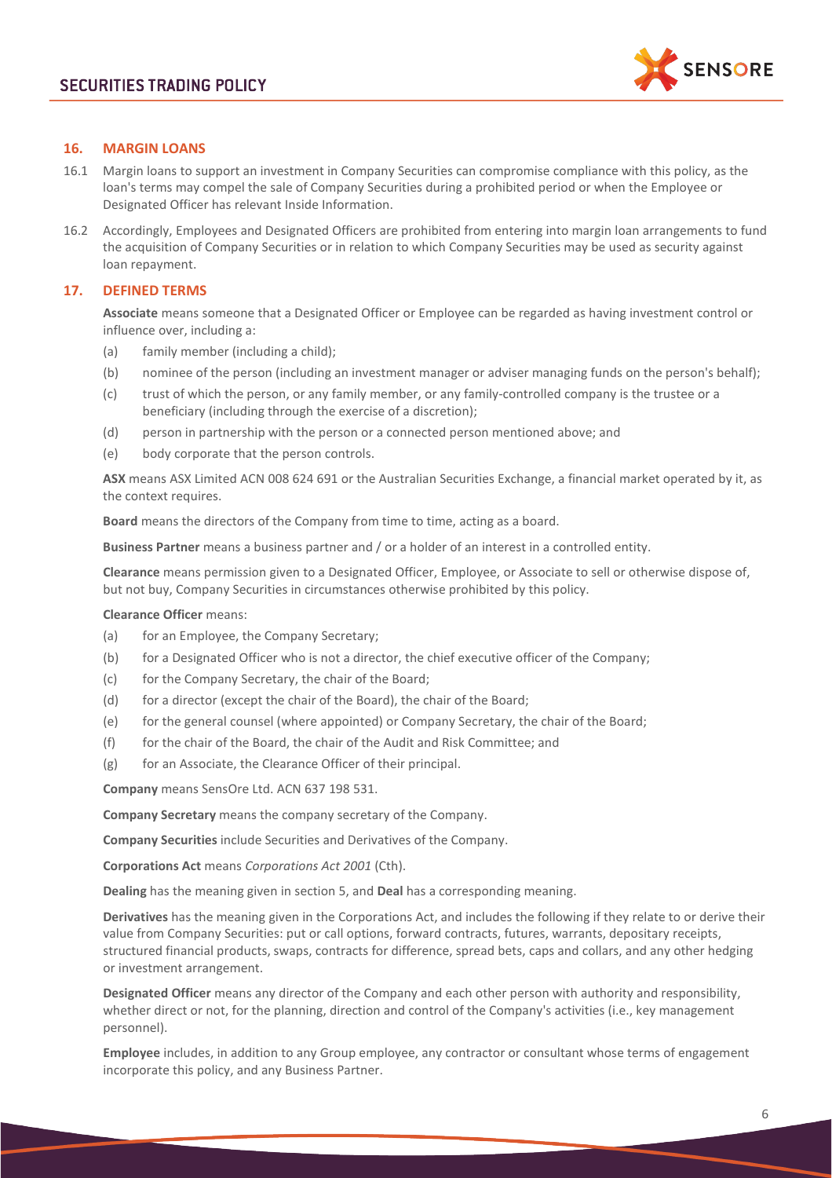## 16. MARGIN LOANS

16.1 Margin loans to support an investment in Company Securities can compromise compliance with this policy, as the loan's terms may compel the sale of Company Securities during a prohibited period or when the Employee or Designated Officer has relevant Inside Information.

16.2 Accordingly, Employees and Designated Officers are prohibited from entering into margin loan arrangements to fund the acquisition of Company Securities or in relation to which Company Securities may be used as security against loan repayment.

## 17. DEFINED TERMS

**Associate** means someone that a Designated Officer or Employee can be regarded as having investment control or influence over, including a:

(a) family member (including a child);

(b) nominee of the person (including an investment manager or adviser managing funds on the person's behalf);

(c) trust of which the person, or any family member, or any family-controlled company is the trustee or a beneficiary (including through the exercise of a discretion);

(d) person in partnership with the person or a connected person mentioned above; and

(e) body corporate that the person controls.

**ASX** means ASX Limited ACN 008 624 691 or the Australian Securities Exchange, a financial market operated by it, as the context requires.

**Board** means the directors of the Company from time to time, acting as a board.

**Business Partner** means a business partner and / or a holder of an interest in a controlled entity.

**Clearance** means permission given to a Designated Officer, Employee, or Associate to sell or otherwise dispose of, but not buy, Company Securities in circumstances otherwise prohibited by this policy.

**Clearance Officer** means:

(a) for an Employee, the Company Secretary;

(b) for a Designated Officer who is not a director, the chief executive officer of the Company;

(c) for the Company Secretary, the chair of the Board;

(d) for a director (except the chair of the Board), the chair of the Board;

(e) for the general counsel (where appointed) or Company Secretary, the chair of the Board;

(f) for the chair of the Board, the chair of the Audit and Risk Committee; and

(g) for an Associate, the Clearance Officer of their principal.

**Company** means SensOre Ltd. ACN 637 198 531.

**Company Secretary** means the company secretary of the Company.

**Company Securities** include Securities and Derivatives of the Company.

**Corporations Act** means *Corporations Act 2001* (Cth).

**Dealing** has the meaning given in section 5, and **Deal** has a corresponding meaning.

**Derivatives** has the meaning given in the Corporations Act, and includes the following if they relate to or derive their value from Company Securities: put or call options, forward contracts, futures, warrants, depositary receipts, structured financial products, swaps, contracts for difference, spread bets, caps and collars, and any other hedging or investment arrangement.

**Designated Officer** means any director of the Company and each other person with authority and responsibility, whether direct or not, for the planning, direction and control of the Company's activities (i.e., key management personnel).

**Employee** includes, in addition to any Group employee, any contractor or consultant whose terms of engagement incorporate this policy, and any Business Partner.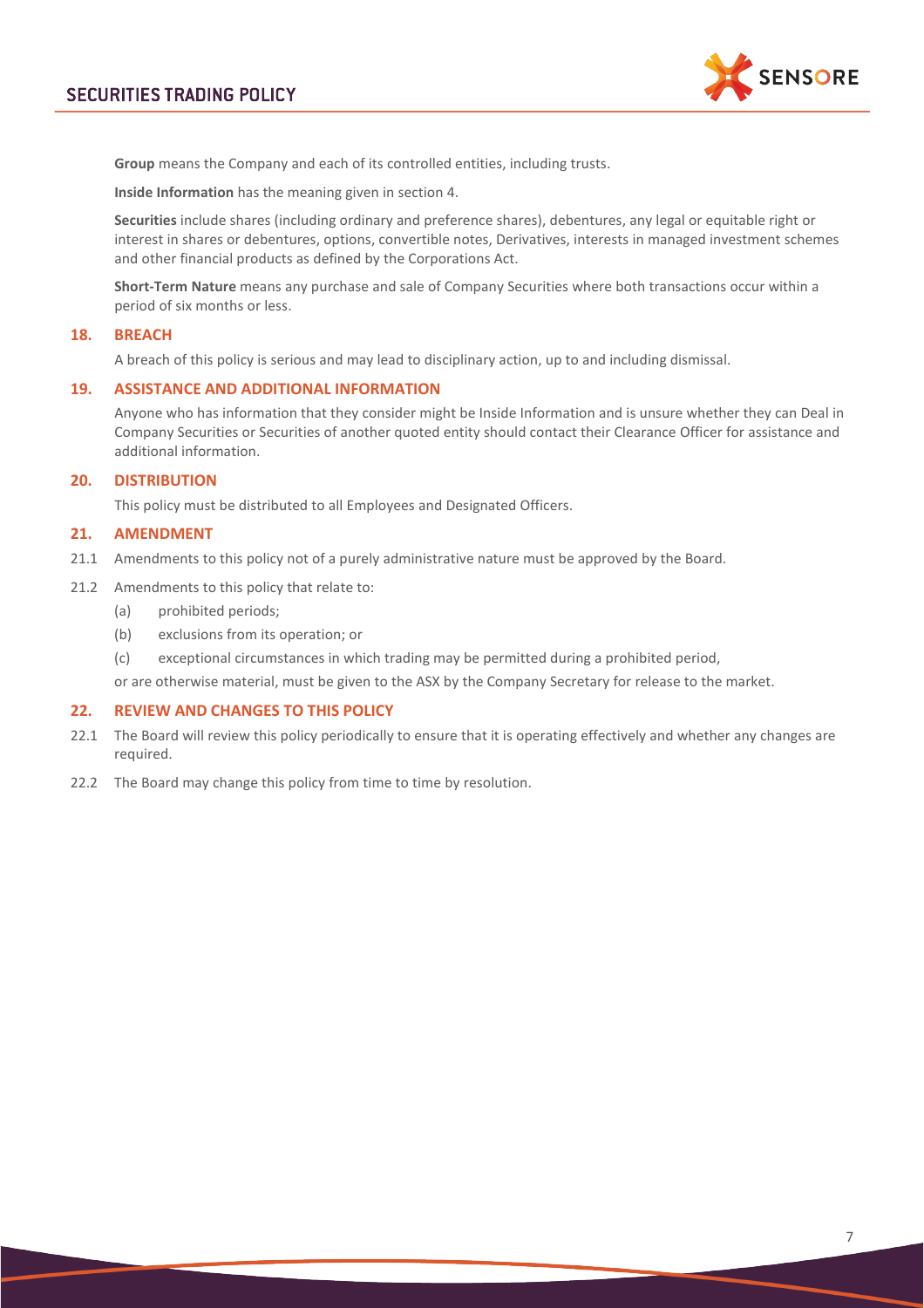**Group** means the Company and each of its controlled entities, including trusts.

**Inside Information** has the meaning given in section 4.

**Securities** include shares (including ordinary and preference shares), debentures, any legal or equitable right or interest in shares or debentures, options, convertible notes, Derivatives, interests in managed investment schemes and other financial products as defined by the Corporations Act.

**Short-Term Nature** means any purchase and sale of Company Securities where both transactions occur within a period of six months or less.

## 18. BREACH

A breach of this policy is serious and may lead to disciplinary action, up to and including dismissal.

## 19. ASSISTANCE AND ADDITIONAL INFORMATION

Anyone who has information that they consider might be Inside Information and is unsure whether they can Deal in Company Securities or Securities of another quoted entity should contact their Clearance Officer for assistance and additional information.

## 20. DISTRIBUTION

This policy must be distributed to all Employees and Designated Officers.

## 21. AMENDMENT

21.1 Amendments to this policy not of a purely administrative nature must be approved by the Board.

21.2 Amendments to this policy that relate to:

(a) prohibited periods;

(b) exclusions from its operation; or

(c) exceptional circumstances in which trading may be permitted during a prohibited period,

or are otherwise material, must be given to the ASX by the Company Secretary for release to the market.

## 22. REVIEW AND CHANGES TO THIS POLICY

22.1 The Board will review this policy periodically to ensure that it is operating effectively and whether any changes are required.

22.2 The Board may change this policy from time to time by resolution.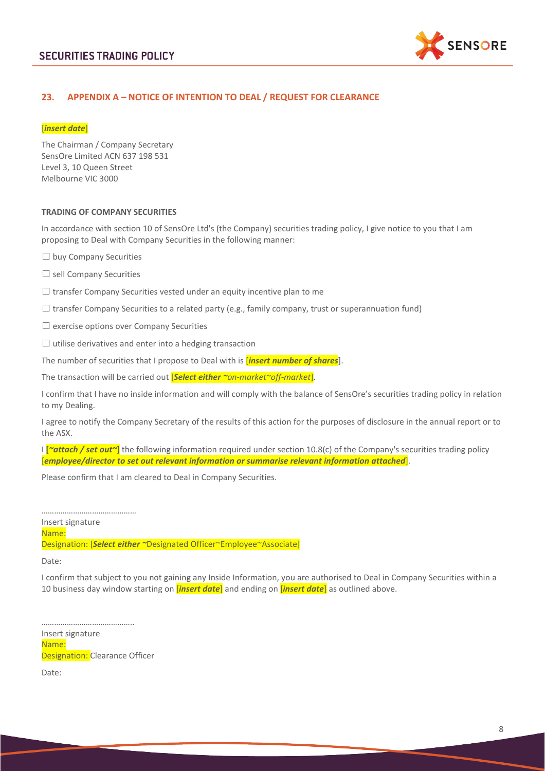## 23. APPENDIX A – NOTICE OF INTENTION TO DEAL / REQUEST FOR CLEARANCE

[*insert date*]

The Chairman / Company Secretary
SensOre Limited ACN 637 198 531
Level 3, 10 Queen Street
Melbourne VIC 3000

**TRADING OF COMPANY SECURITIES**

In accordance with section 10 of SensOre Ltd's (the Company) securities trading policy, I give notice to you that I am proposing to Deal with Company Securities in the following manner:

☐ buy Company Securities

☐ sell Company Securities

☐ transfer Company Securities vested under an equity incentive plan to me

☐ transfer Company Securities to a related party (e.g., family company, trust or superannuation fund)

☐ exercise options over Company Securities

☐ utilise derivatives and enter into a hedging transaction

The number of securities that I propose to Deal with is [***insert number of shares***].

The transaction will be carried out [***Select either ~****on-market~off-market*].

I confirm that I have no inside information and will comply with the balance of SensOre's securities trading policy in relation to my Dealing.

I agree to notify the Company Secretary of the results of this action for the purposes of disclosure in the annual report or to the ASX.

I **[*~attach / set out~*]** the following information required under section 10.8(c) of the Company's securities trading policy [***employee/director to set out relevant information or summarise relevant information attached***].

Please confirm that I am cleared to Deal in Company Securities.

……………………………………
Insert signature
Name:
Designation: [***Select either ~***Designated Officer~Employee~Associate]

Date:

I confirm that subject to you not gaining any Inside Information, you are authorised to Deal in Company Securities within a 10 business day window starting on [***insert date***] and ending on [***insert date***] as outlined above.

……………………………………
Insert signature
Name:
Designation: Clearance Officer

Date: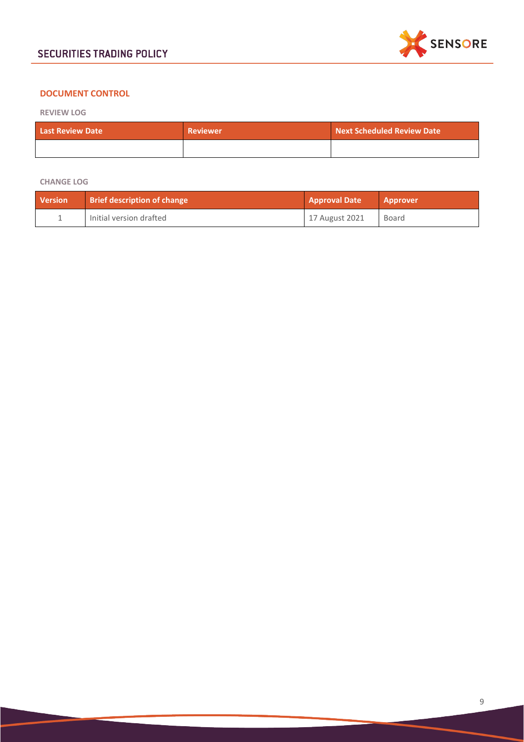## DOCUMENT CONTROL

### REVIEW LOG

| Last Review Date | Reviewer | Next Scheduled Review Date |
|---|---|---|
| | | |

### CHANGE LOG

| Version | Brief description of change | Approval Date | Approver |
|---|---|---|---|
| 1 | Initial version drafted | 17 August 2021 | Board |